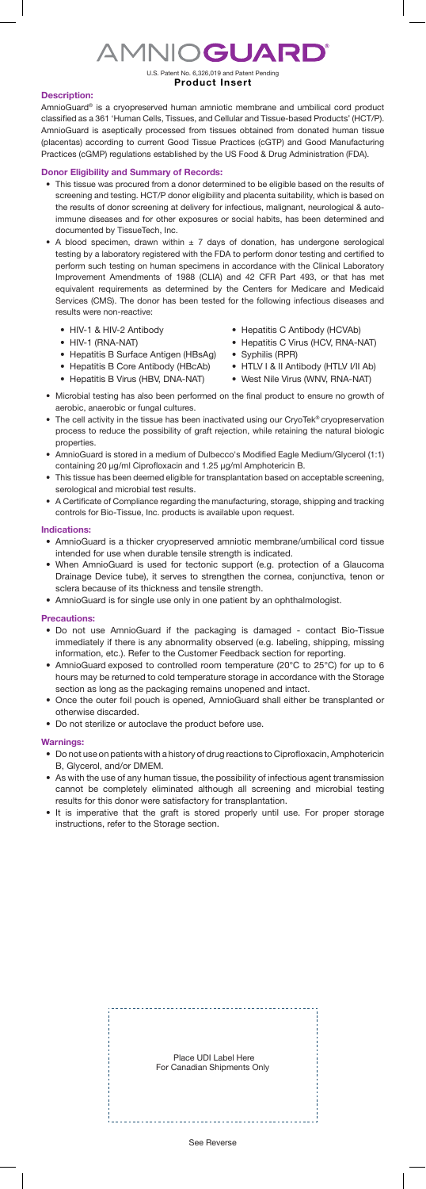# AMNIOGUARD®

U.S. Patent No. 6,326,019 and Patent Pending

**Product Insert**

## Description:

AmnioGuard® is a cryopreserved human amniotic membrane and umbilical cord product classified as a 361 'Human Cells, Tissues, and Cellular and Tissue-based Products' (HCT/P). AmnioGuard is aseptically processed from tissues obtained from donated human tissue (placentas) according to current Good Tissue Practices (cGTP) and Good Manufacturing Practices (cGMP) regulations established by the US Food & Drug Administration (FDA).

## Donor Eligibility and Summary of Records:

- This tissue was procured from a donor determined to be eligible based on the results of screening and testing. HCT/P donor eligibility and placenta suitability, which is based on the results of donor screening at delivery for infectious, malignant, neurological & autoimmune diseases and for other exposures or social habits, has been determined and documented by TissueTech, Inc.
- A blood specimen, drawn within ± 7 days of donation, has undergone serological testing by a laboratory registered with the FDA to perform donor testing and certified to perform such testing on human specimens in accordance with the Clinical Laboratory Improvement Amendments of 1988 (CLIA) and 42 CFR Part 493, or that has met equivalent requirements as determined by the Centers for Medicare and Medicaid Services (CMS). The donor has been tested for the following infectious diseases and results were non-reactive:
  - HIV-1 & HIV-2 Antibody
  - HIV-1 (RNA-NAT)
  - Hepatitis B Surface Antigen (HBsAg)
  - Hepatitis B Core Antibody (HBcAb)
  - Hepatitis B Virus (HBV, DNA-NAT)
  - Hepatitis C Antibody (HCVAb)
  - Hepatitis C Virus (HCV, RNA-NAT)
  - Syphilis (RPR)
  - HTLV I & II Antibody (HTLV I/II Ab)
  - West Nile Virus (WNV, RNA-NAT)
- Microbial testing has also been performed on the final product to ensure no growth of aerobic, anaerobic or fungal cultures.
- The cell activity in the tissue has been inactivated using our CryoTek® cryopreservation process to reduce the possibility of graft rejection, while retaining the natural biologic properties.
- AmnioGuard is stored in a medium of Dulbecco's Modified Eagle Medium/Glycerol (1:1) containing 20 µg/ml Ciprofloxacin and 1.25 µg/ml Amphotericin B.
- This tissue has been deemed eligible for transplantation based on acceptable screening, serological and microbial test results.
- A Certificate of Compliance regarding the manufacturing, storage, shipping and tracking controls for Bio-Tissue, Inc. products is available upon request.

## Indications:

- AmnioGuard is a thicker cryopreserved amniotic membrane/umbilical cord tissue intended for use when durable tensile strength is indicated.
- When AmnioGuard is used for tectonic support (e.g. protection of a Glaucoma Drainage Device tube), it serves to strengthen the cornea, conjunctiva, tenon or sclera because of its thickness and tensile strength.
- AmnioGuard is for single use only in one patient by an ophthalmologist.

## Precautions:

- Do not use AmnioGuard if the packaging is damaged - contact Bio-Tissue immediately if there is any abnormality observed (e.g. labeling, shipping, missing information, etc.). Refer to the Customer Feedback section for reporting.
- AmnioGuard exposed to controlled room temperature (20°C to 25°C) for up to 6 hours may be returned to cold temperature storage in accordance with the Storage section as long as the packaging remains unopened and intact.
- Once the outer foil pouch is opened, AmnioGuard shall either be transplanted or otherwise discarded.
- Do not sterilize or autoclave the product before use.

## Warnings:

- Do not use on patients with a history of drug reactions to Ciprofloxacin, Amphotericin B, Glycerol, and/or DMEM.
- As with the use of any human tissue, the possibility of infectious agent transmission cannot be completely eliminated although all screening and microbial testing results for this donor were satisfactory for transplantation.
- It is imperative that the graft is stored properly until use. For proper storage instructions, refer to the Storage section.

Place UDI Label Here
For Canadian Shipments Only

See Reverse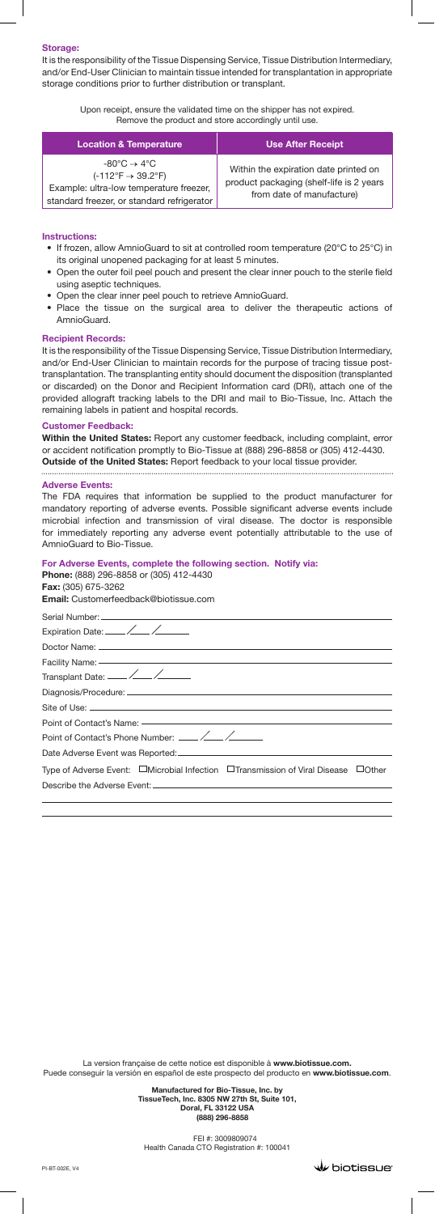**Storage:**

It is the responsibility of the Tissue Dispensing Service, Tissue Distribution Intermediary, and/or End-User Clinician to maintain tissue intended for transplantation in appropriate storage conditions prior to further distribution or transplant.

Upon receipt, ensure the validated time on the shipper has not expired.
Remove the product and store accordingly until use.

| Location & Temperature | Use After Receipt |
| --- | --- |
| -80°C → 4°C<br>(-112°F → 39.2°F)<br>Example: ultra-low temperature freezer, standard freezer, or standard refrigerator | Within the expiration date printed on product packaging (shelf-life is 2 years from date of manufacture) |

**Instructions:**

- If frozen, allow AmnioGuard to sit at controlled room temperature (20°C to 25°C) in its original unopened packaging for at least 5 minutes.
- Open the outer foil peel pouch and present the clear inner pouch to the sterile field using aseptic techniques.
- Open the clear inner peel pouch to retrieve AmnioGuard.
- Place the tissue on the surgical area to deliver the therapeutic actions of AmnioGuard.

**Recipient Records:**

It is the responsibility of the Tissue Dispensing Service, Tissue Distribution Intermediary, and/or End-User Clinician to maintain records for the purpose of tracing tissue post-transplantation. The transplanting entity should document the disposition (transplanted or discarded) on the Donor and Recipient Information card (DRI), attach one of the provided allograft tracking labels to the DRI and mail to Bio-Tissue, Inc. Attach the remaining labels in patient and hospital records.

**Customer Feedback:**

**Within the United States:** Report any customer feedback, including complaint, error or accident notification promptly to Bio-Tissue at (888) 296-8858 or (305) 412-4430.
**Outside of the United States:** Report feedback to your local tissue provider.

**Adverse Events:**

The FDA requires that information be supplied to the product manufacturer for mandatory reporting of adverse events. Possible significant adverse events include microbial infection and transmission of viral disease. The doctor is responsible for immediately reporting any adverse event potentially attributable to the use of AmnioGuard to Bio-Tissue.

**For Adverse Events, complete the following section. Notify via:**

**Phone:** (888) 296-8858 or (305) 412-4430
**Fax:** (305) 675-3262
**Email:** Customerfeedback@biotissue.com

Serial Number: ____________________

Expiration Date: ____/____/______

Doctor Name: ____________________

Facility Name: ____________________

Transplant Date: ____/____/______

Diagnosis/Procedure: ____________________

Site of Use: ____________________

Point of Contact's Name: ____________________

Point of Contact's Phone Number: ____/____/______

Date Adverse Event was Reported: ____________________

Type of Adverse Event: ☐Microbial Infection ☐Transmission of Viral Disease ☐Other

Describe the Adverse Event: ____________________

La version française de cette notice est disponible à **www.biotissue.com.**
Puede conseguir la versión en español de este prospecto del producto en **www.biotissue.com**.

**Manufactured for Bio-Tissue, Inc. by**
**TissueTech, Inc. 8305 NW 27th St, Suite 101,**
**Doral, FL 33122 USA**
**(888) 296-8858**

FEI #: 3009809074
Health Canada CTO Registration #: 100041

PI-BT-002E, V4

biotissue